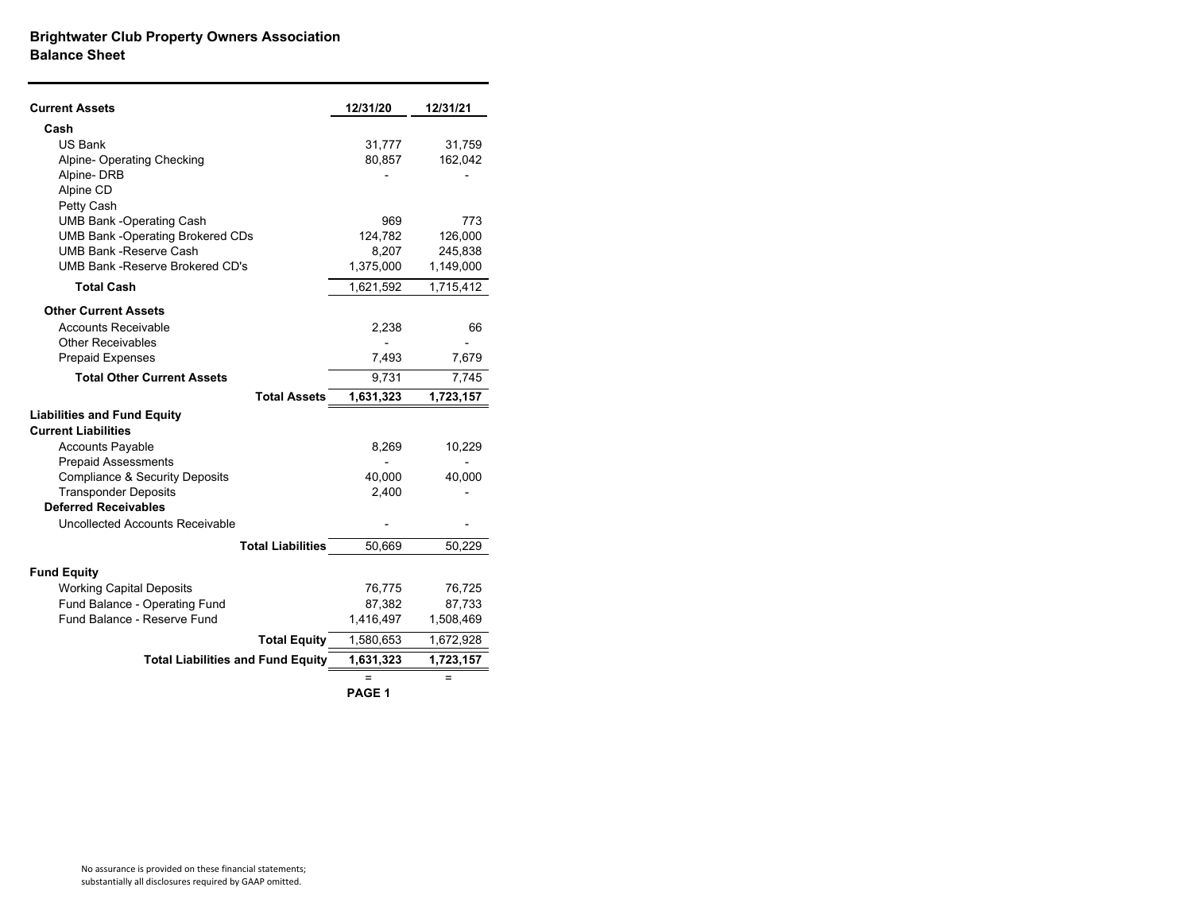## Brightwater Club Property Owners Association
## Balance Sheet

| Current Assets | 12/31/20 | 12/31/21 |
|---|---|---|
| **Cash** | | |
| US Bank | 31,777 | 31,759 |
| Alpine- Operating Checking | 80,857 | 162,042 |
| Alpine- DRB | - | - |
| Alpine CD | | |
| Petty Cash | | |
| UMB Bank -Operating Cash | 969 | 773 |
| UMB Bank -Operating Brokered CDs | 124,782 | 126,000 |
| UMB Bank -Reserve Cash | 8,207 | 245,838 |
| UMB Bank -Reserve Brokered CD's | 1,375,000 | 1,149,000 |
| **Total Cash** | 1,621,592 | 1,715,412 |
| **Other Current Assets** | | |
| Accounts Receivable | 2,238 | 66 |
| Other Receivables | - | - |
| Prepaid Expenses | 7,493 | 7,679 |
| **Total Other Current Assets** | 9,731 | 7,745 |
| **Total Assets** | **1,631,323** | **1,723,157** |
| **Liabilities and Fund Equity** | | |
| **Current Liabilities** | | |
| Accounts Payable | 8,269 | 10,229 |
| Prepaid Assessments | - | - |
| Compliance & Security Deposits | 40,000 | 40,000 |
| Transponder Deposits | 2,400 | - |
| **Deferred Receivables** | | |
| Uncollected Accounts Receivable | - | - |
| **Total Liabilities** | 50,669 | 50,229 |
| **Fund Equity** | | |
| Working Capital Deposits | 76,775 | 76,725 |
| Fund Balance - Operating Fund | 87,382 | 87,733 |
| Fund Balance - Reserve Fund | 1,416,497 | 1,508,469 |
| **Total Equity** | 1,580,653 | 1,672,928 |
| **Total Liabilities and Fund Equity** | **1,631,323** | **1,723,157** |
| | = | = |

No assurance is provided on these financial statements; substantially all disclosures required by GAAP omitted.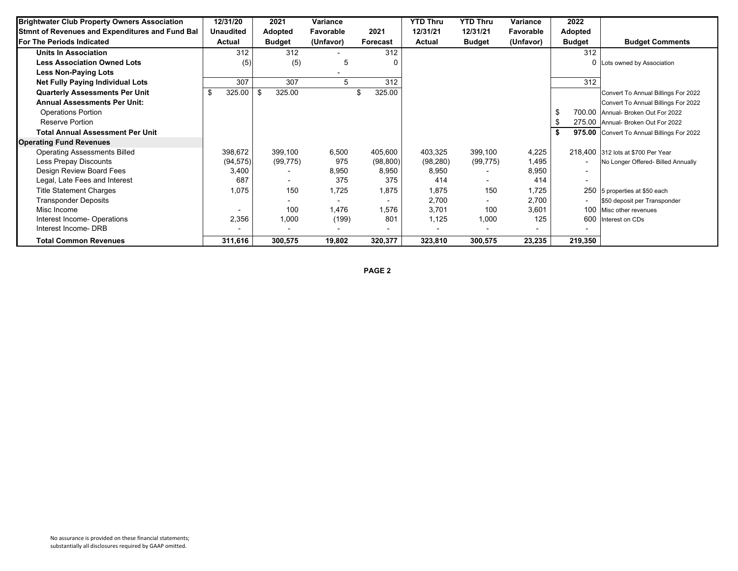| Brightwater Club Property Owners Association<br>Stmnt of Revenues and Expenditures and Fund Bal<br>For The Periods Indicated | 12/31/20<br>Unaudited<br>Actual | 2021<br>Adopted<br>Budget | Variance<br>Favorable<br>(Unfavor) | 2021<br>Forecast | YTD Thru<br>12/31/21<br>Actual | YTD Thru<br>12/31/21<br>Budget | Variance<br>Favorable<br>(Unfavor) | 2022<br>Adopted<br>Budget | Budget Comments |
|---|---|---|---|---|---|---|---|---|---|
| **Units In Association** | 312 | 312 | - | 312 | | | | 312 | |
| **Less Association Owned Lots** | (5) | (5) | 5 | 0 | | | | 0 | Lots owned by Association |
| **Less Non-Paying Lots** | | | - | | | | | | |
| **Net Fully Paying Individual Lots** | 307 | 307 | 5 | 312 | | | | 312 | |
| **Quarterly Assessments Per Unit** | $ 325.00 | $ 325.00 | | $ 325.00 | | | | | Convert To Annual Billings For 2022 |
| **Annual Assessments Per Unit:** | | | | | | | | | Convert To Annual Billings For 2022 |
| Operations Portion | | | | | | | | $ 700.00 | Annual- Broken Out For 2022 |
| Reserve Portion | | | | | | | | $ 275.00 | Annual- Broken Out For 2022 |
| **Total Annual Assessment Per Unit** | | | | | | | | **$ 975.00** | Convert To Annual Billings For 2022 |
| **Operating Fund Revenues** | | | | | | | | | |
| Operating Assessments Billed | 398,672 | 399,100 | 6,500 | 405,600 | 403,325 | 399,100 | 4,225 | 218,400 | 312 lots at $700 Per Year |
| Less Prepay Discounts | (94,575) | (99,775) | 975 | (98,800) | (98,280) | (99,775) | 1,495 | - | No Longer Offered- Billed Annually |
| Design Review Board Fees | 3,400 | - | 8,950 | 8,950 | 8,950 | - | 8,950 | - | |
| Legal, Late Fees and Interest | 687 | - | 375 | 375 | 414 | - | 414 | - | |
| Title Statement Charges | 1,075 | 150 | 1,725 | 1,875 | 1,875 | 150 | 1,725 | 250 | 5 properties at $50 each |
| Transponder Deposits | | - | - | - | 2,700 | - | 2,700 | - | $50 deposit per Transponder |
| Misc Income | - | 100 | 1,476 | 1,576 | 3,701 | 100 | 3,601 | 100 | Misc other revenues |
| Interest Income- Operations | 2,356 | 1,000 | (199) | 801 | 1,125 | 1,000 | 125 | 600 | Interest on CDs |
| Interest Income- DRB | - | - | - | - | - | - | - | - | |
| **Total Common Revenues** | **311,616** | **300,575** | **19,802** | **320,377** | **323,810** | **300,575** | **23,235** | **219,350** | |

No assurance is provided on these financial statements;
substantially all disclosures required by GAAP omitted.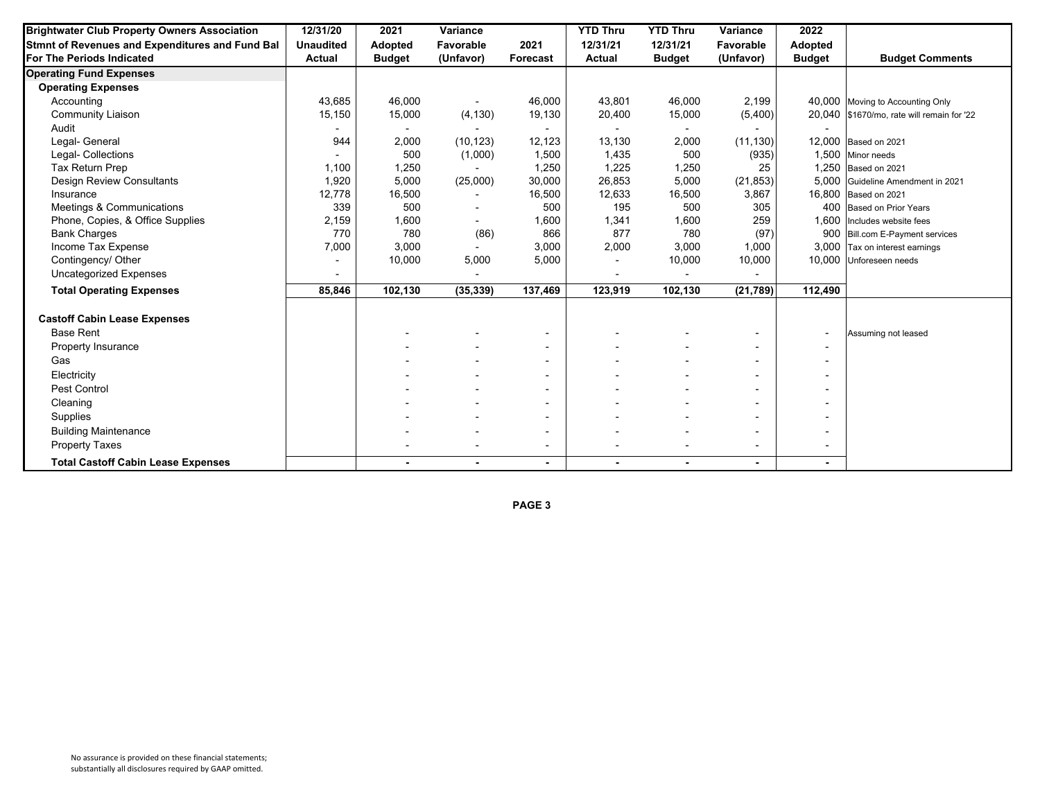| Brightwater Club Property Owners Association<br>Stmnt of Revenues and Expenditures and Fund Bal<br>For The Periods Indicated | 12/31/20<br>Unaudited<br>Actual | 2021<br>Adopted<br>Budget | Variance<br>Favorable<br>(Unfavor) | 2021<br>Forecast | YTD Thru<br>12/31/21<br>Actual | YTD Thru<br>12/31/21<br>Budget | Variance<br>Favorable<br>(Unfavor) | 2022<br>Adopted<br>Budget | Budget Comments |
|---|---|---|---|---|---|---|---|---|---|
| **Operating Fund Expenses** | | | | | | | | | |
| **Operating Expenses** | | | | | | | | | |
| Accounting | 43,685 | 46,000 | - | 46,000 | 43,801 | 46,000 | 2,199 | 40,000 | Moving to Accounting Only |
| Community Liaison | 15,150 | 15,000 | (4,130) | 19,130 | 20,400 | 15,000 | (5,400) | 20,040 | $1670/mo, rate will remain for '22 |
| Audit | - | - | - | - | - | - | - | - | |
| Legal- General | 944 | 2,000 | (10,123) | 12,123 | 13,130 | 2,000 | (11,130) | 12,000 | Based on 2021 |
| Legal- Collections | - | 500 | (1,000) | 1,500 | 1,435 | 500 | (935) | 1,500 | Minor needs |
| Tax Return Prep | 1,100 | 1,250 | - | 1,250 | 1,225 | 1,250 | 25 | 1,250 | Based on 2021 |
| Design Review Consultants | 1,920 | 5,000 | (25,000) | 30,000 | 26,853 | 5,000 | (21,853) | 5,000 | Guideline Amendment in 2021 |
| Insurance | 12,778 | 16,500 | - | 16,500 | 12,633 | 16,500 | 3,867 | 16,800 | Based on 2021 |
| Meetings & Communications | 339 | 500 | - | 500 | 195 | 500 | 305 | 400 | Based on Prior Years |
| Phone, Copies, & Office Supplies | 2,159 | 1,600 | - | 1,600 | 1,341 | 1,600 | 259 | 1,600 | Includes website fees |
| Bank Charges | 770 | 780 | (86) | 866 | 877 | 780 | (97) | 900 | Bill.com E-Payment services |
| Income Tax Expense | 7,000 | 3,000 | - | 3,000 | 2,000 | 3,000 | 1,000 | 3,000 | Tax on interest earnings |
| Contingency/ Other | - | 10,000 | 5,000 | 5,000 | - | 10,000 | 10,000 | 10,000 | Unforeseen needs |
| Uncategorized Expenses | - | | - | | - | - | - | | |
| **Total Operating Expenses** | **85,846** | **102,130** | **(35,339)** | **137,469** | **123,919** | **102,130** | **(21,789)** | **112,490** | |
| **Castoff Cabin Lease Expenses** | | | | | | | | | |
| Base Rent | | - | - | - | - | - | - | - | Assuming not leased |
| Property Insurance | | - | - | - | - | - | - | - | |
| Gas | | - | - | - | - | - | - | - | |
| Electricity | | - | - | - | - | - | - | - | |
| Pest Control | | - | - | - | - | - | - | - | |
| Cleaning | | - | - | - | - | - | - | - | |
| Supplies | | - | - | - | - | - | - | - | |
| Building Maintenance | | - | - | - | - | - | - | - | |
| Property Taxes | | - | - | - | - | - | - | - | |
| **Total Castoff Cabin Lease Expenses** | | **-** | **-** | **-** | **-** | **-** | **-** | **-** | |

No assurance is provided on these financial statements; substantially all disclosures required by GAAP omitted.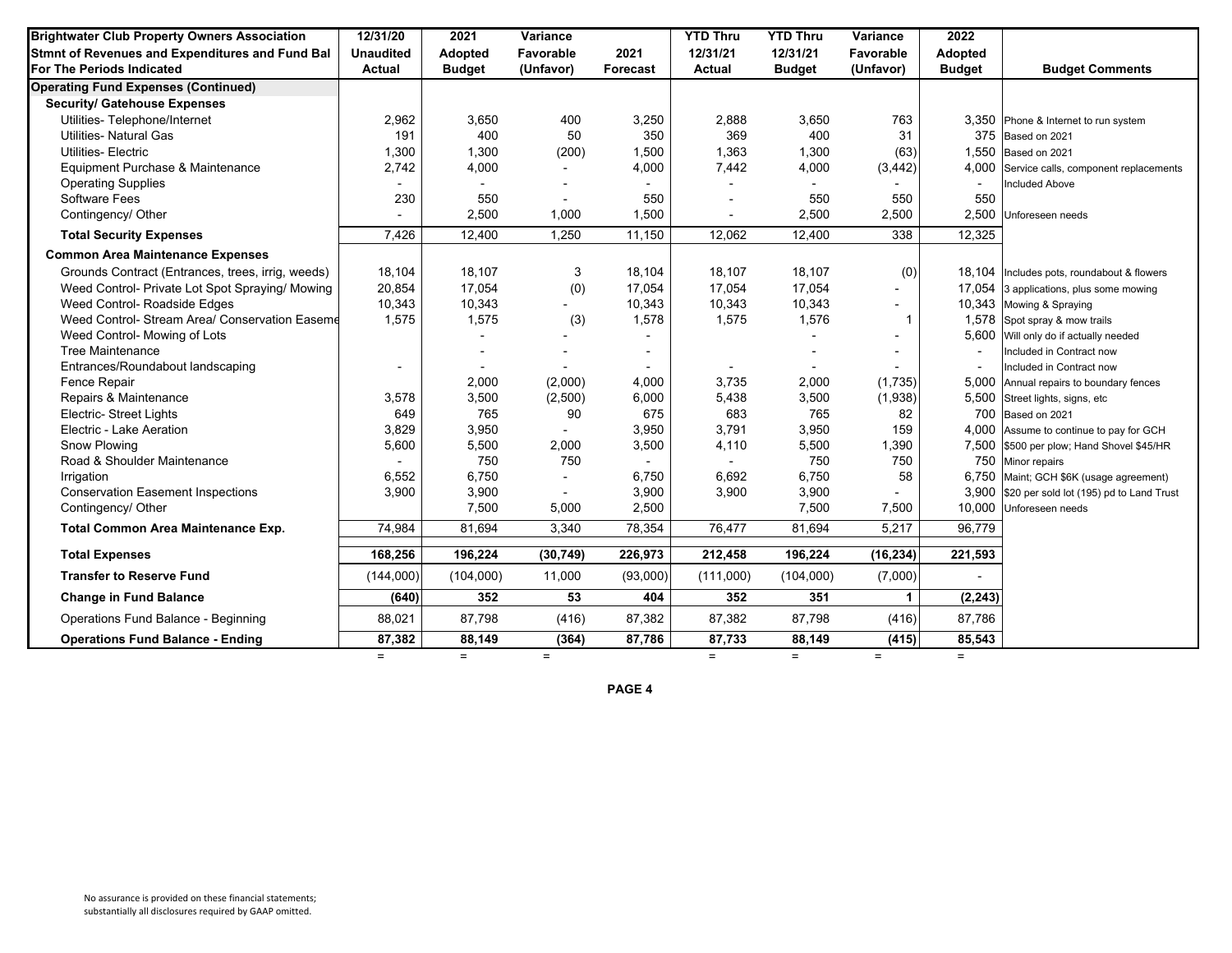| Brightwater Club Property Owners Association<br>Stmnt of Revenues and Expenditures and Fund Bal<br>For The Periods Indicated | 12/31/20<br>Unaudited<br>Actual | 2021<br>Adopted<br>Budget | Variance<br>Favorable<br>(Unfavor) | 2021<br>Forecast | YTD Thru<br>12/31/21<br>Actual | YTD Thru<br>12/31/21<br>Budget | Variance<br>Favorable<br>(Unfavor) | 2022<br>Adopted<br>Budget | Budget Comments |
|---|---|---|---|---|---|---|---|---|---|
| **Operating Fund Expenses (Continued)** | | | | | | | | | |
| **Security/ Gatehouse Expenses** | | | | | | | | | |
| Utilities- Telephone/Internet | 2,962 | 3,650 | 400 | 3,250 | 2,888 | 3,650 | 763 | 3,350 | Phone & Internet to run system |
| Utilities- Natural Gas | 191 | 400 | 50 | 350 | 369 | 400 | 31 | 375 | Based on 2021 |
| Utilities- Electric | 1,300 | 1,300 | (200) | 1,500 | 1,363 | 1,300 | (63) | 1,550 | Based on 2021 |
| Equipment Purchase & Maintenance | 2,742 | 4,000 | - | 4,000 | 7,442 | 4,000 | (3,442) | 4,000 | Service calls, component replacements |
| Operating Supplies | - | - | - | - | - | - | - | - | Included Above |
| Software Fees | 230 | 550 | - | 550 | - | 550 | 550 | 550 | |
| Contingency/ Other | - | 2,500 | 1,000 | 1,500 | - | 2,500 | 2,500 | 2,500 | Unforeseen needs |
| **Total Security Expenses** | 7,426 | 12,400 | 1,250 | 11,150 | 12,062 | 12,400 | 338 | 12,325 | |
| **Common Area Maintenance Expenses** | | | | | | | | | |
| Grounds Contract (Entrances, trees, irrig, weeds) | 18,104 | 18,107 | 3 | 18,104 | 18,107 | 18,107 | (0) | 18,104 | Includes pots, roundabout & flowers |
| Weed Control- Private Lot Spot Spraying/ Mowing | 20,854 | 17,054 | (0) | 17,054 | 17,054 | 17,054 | - | 17,054 | 3 applications, plus some mowing |
| Weed Control- Roadside Edges | 10,343 | 10,343 | - | 10,343 | 10,343 | 10,343 | - | 10,343 | Mowing & Spraying |
| Weed Control- Stream Area/ Conservation Easeme | 1,575 | 1,575 | (3) | 1,578 | 1,575 | 1,576 | 1 | 1,578 | Spot spray & mow trails |
| Weed Control- Mowing of Lots | | - | - | - | | - | - | 5,600 | Will only do if actually needed |
| Tree Maintenance | | - | - | - | | - | - | - | Included in Contract now |
| Entrances/Roundabout landscaping | - | - | - | - | - | - | - | - | Included in Contract now |
| Fence Repair | | 2,000 | (2,000) | 4,000 | 3,735 | 2,000 | (1,735) | 5,000 | Annual repairs to boundary fences |
| Repairs & Maintenance | 3,578 | 3,500 | (2,500) | 6,000 | 5,438 | 3,500 | (1,938) | 5,500 | Street lights, signs, etc |
| Electric- Street Lights | 649 | 765 | 90 | 675 | 683 | 765 | 82 | 700 | Based on 2021 |
| Electric - Lake Aeration | 3,829 | 3,950 | - | 3,950 | 3,791 | 3,950 | 159 | 4,000 | Assume to continue to pay for GCH |
| Snow Plowing | 5,600 | 5,500 | 2,000 | 3,500 | 4,110 | 5,500 | 1,390 | 7,500 | $500 per plow; Hand Shovel $45/HR |
| Road & Shoulder Maintenance | - | 750 | 750 | - | - | 750 | 750 | 750 | Minor repairs |
| Irrigation | 6,552 | 6,750 | - | 6,750 | 6,692 | 6,750 | 58 | 6,750 | Maint; GCH $6K (usage agreement) |
| Conservation Easement Inspections | 3,900 | 3,900 | - | 3,900 | 3,900 | 3,900 | - | 3,900 | $20 per sold lot (195) pd to Land Trust |
| Contingency/ Other | | 7,500 | 5,000 | 2,500 | | 7,500 | 7,500 | 10,000 | Unforeseen needs |
| **Total Common Area Maintenance Exp.** | 74,984 | 81,694 | 3,340 | 78,354 | 76,477 | 81,694 | 5,217 | 96,779 | |
| **Total Expenses** | **168,256** | **196,224** | **(30,749)** | **226,973** | **212,458** | **196,224** | **(16,234)** | **221,593** | |
| **Transfer to Reserve Fund** | (144,000) | (104,000) | 11,000 | (93,000) | (111,000) | (104,000) | (7,000) | - | |
| **Change in Fund Balance** | **(640)** | **352** | **53** | **404** | **352** | **351** | **1** | **(2,243)** | |
| Operations Fund Balance - Beginning | 88,021 | 87,798 | (416) | 87,382 | 87,382 | 87,798 | (416) | 87,786 | |
| **Operations Fund Balance - Ending** | **87,382** | **88,149** | **(364)** | **87,786** | **87,733** | **88,149** | **(415)** | **85,543** | |
| | = | = | = | | = | = | = | = | |

No assurance is provided on these financial statements; substantially all disclosures required by GAAP omitted.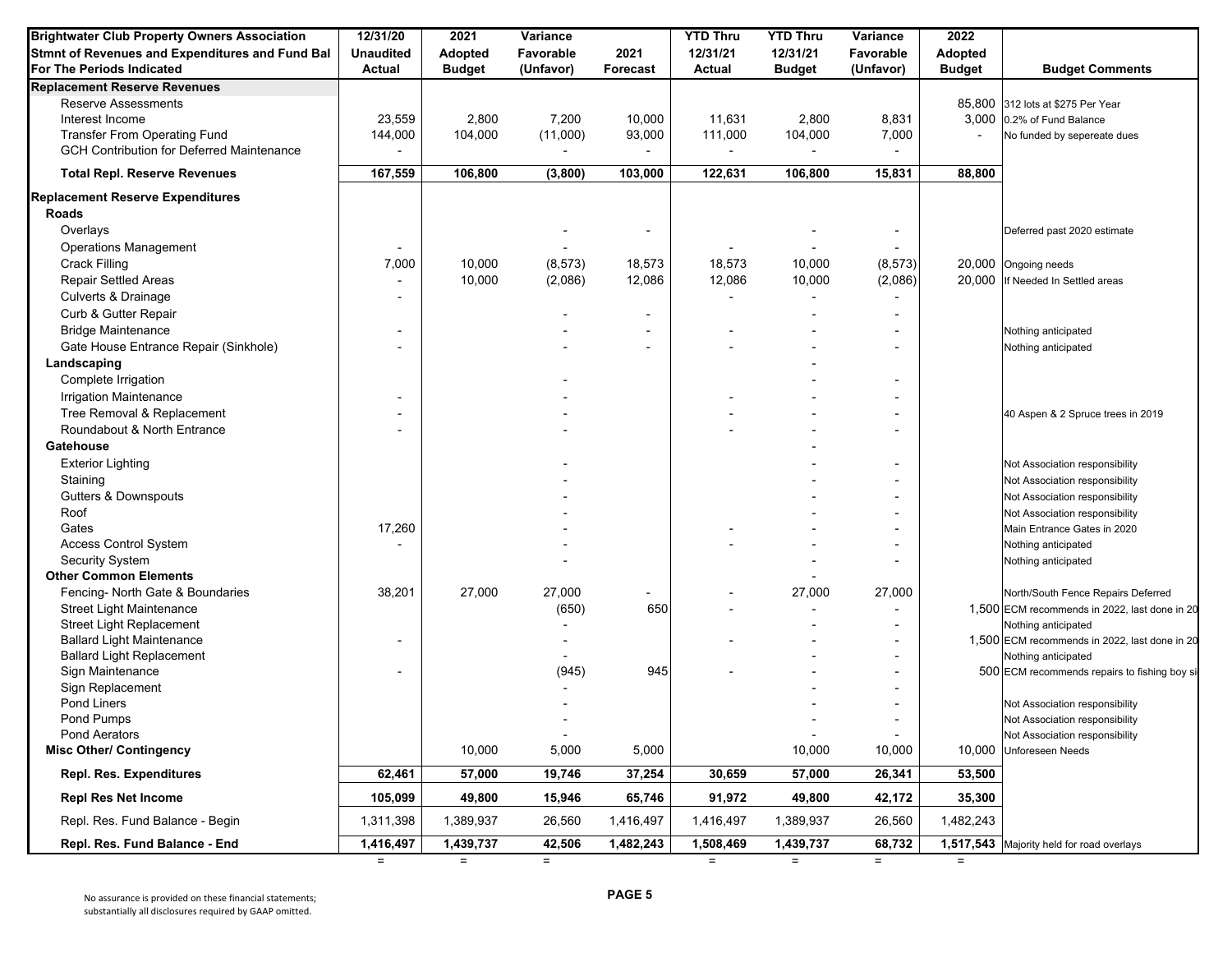| Brightwater Club Property Owners Association<br>Stmnt of Revenues and Expenditures and Fund Bal<br>For The Periods Indicated | 12/31/20<br>Unaudited<br>Actual | 2021<br>Adopted<br>Budget | Variance<br>Favorable<br>(Unfavor) | 2021<br>Forecast | YTD Thru<br>12/31/21<br>Actual | YTD Thru<br>12/31/21<br>Budget | Variance<br>Favorable<br>(Unfavor) | 2022<br>Adopted<br>Budget | Budget Comments |
|---|---|---|---|---|---|---|---|---|---|
| **Replacement Reserve Revenues** | | | | | | | | | |
| Reserve Assessments | | | | | | | | 85,800 | 312 lots at $275 Per Year |
| Interest Income | 23,559 | 2,800 | 7,200 | 10,000 | 11,631 | 2,800 | 8,831 | 3,000 | 0.2% of Fund Balance |
| Transfer From Operating Fund | 144,000 | 104,000 | (11,000) | 93,000 | 111,000 | 104,000 | 7,000 | - | No funded by sepereate dues |
| GCH Contribution for Deferred Maintenance | - | | - | - | - | - | - | | |
| **Total Repl. Reserve Revenues** | **167,559** | **106,800** | **(3,800)** | **103,000** | **122,631** | **106,800** | **15,831** | **88,800** | |
| **Replacement Reserve Expenditures** | | | | | | | | | |
| **Roads** | | | | | | | | | |
| Overlays | | | - | - | | - | - | | Deferred past 2020 estimate |
| Operations Management | - | | - | | - | - | - | | |
| Crack Filling | 7,000 | 10,000 | (8,573) | 18,573 | 18,573 | 10,000 | (8,573) | 20,000 | Ongoing needs |
| Repair Settled Areas | - | 10,000 | (2,086) | 12,086 | 12,086 | 10,000 | (2,086) | 20,000 | If Needed In Settled areas |
| Culverts & Drainage | - | | | | - | - | - | | |
| Curb & Gutter Repair | | | - | - | | - | - | | |
| Bridge Maintenance | - | | - | - | - | - | - | | Nothing anticipated |
| Gate House Entrance Repair (Sinkhole) | - | | - | - | - | - | - | | Nothing anticipated |
| **Landscaping** | | | | | | - | | | |
| Complete Irrigation | | | - | | | - | - | | |
| Irrigation Maintenance | - | | - | | - | - | - | | |
| Tree Removal & Replacement | - | | - | | - | - | - | | 40 Aspen & 2 Spruce trees in 2019 |
| Roundabout & North Entrance | - | | - | | - | - | - | | |
| **Gatehouse** | | | | | | - | | | |
| Exterior Lighting | | | - | | | - | - | | Not Association responsibility |
| Staining | | | - | | | - | - | | Not Association responsibility |
| Gutters & Downspouts | | | - | | | - | - | | Not Association responsibility |
| Roof | | | - | | | - | - | | Not Association responsibility |
| Gates | 17,260 | | - | | - | - | - | | Main Entrance Gates in 2020 |
| Access Control System | - | | - | | - | - | - | | Nothing anticipated |
| Security System | | | - | | | - | - | | Nothing anticipated |
| **Other Common Elements** | | | | | | - | | | |
| Fencing- North Gate & Boundaries | 38,201 | 27,000 | 27,000 | - | - | 27,000 | 27,000 | | North/South Fence Repairs Deferred |
| Street Light Maintenance | | | (650) | 650 | - | - | - | 1,500 | ECM recommends in 2022, last done in 20 |
| Street Light Replacement | | | - | | | - | - | | Nothing anticipated |
| Ballard Light Maintenance | - | | - | | - | - | - | 1,500 | ECM recommends in 2022, last done in 20 |
| Ballard Light Replacement | | | - | | | - | - | | Nothing anticipated |
| Sign Maintenance | - | | (945) | 945 | - | - | - | 500 | ECM recommends repairs to fishing boy si |
| Sign Replacement | | | - | | | - | - | | |
| Pond Liners | | | - | | | - | - | | Not Association responsibility |
| Pond Pumps | | | - | | | - | - | | Not Association responsibility |
| Pond Aerators | | | - | | | - | - | | Not Association responsibility |
| **Misc Other/ Contingency** | | 10,000 | 5,000 | 5,000 | | 10,000 | 10,000 | 10,000 | Unforeseen Needs |
| **Repl. Res. Expenditures** | **62,461** | **57,000** | **19,746** | **37,254** | **30,659** | **57,000** | **26,341** | **53,500** | |
| **Repl Res Net Income** | **105,099** | **49,800** | **15,946** | **65,746** | **91,972** | **49,800** | **42,172** | **35,300** | |
| Repl. Res. Fund Balance - Begin | 1,311,398 | 1,389,937 | 26,560 | 1,416,497 | 1,416,497 | 1,389,937 | 26,560 | 1,482,243 | |
| **Repl. Res. Fund Balance - End** | **1,416,497** | **1,439,737** | **42,506** | **1,482,243** | **1,508,469** | **1,439,737** | **68,732** | **1,517,543** | Majority held for road overlays |

No assurance is provided on these financial statements; substantially all disclosures required by GAAP omitted.